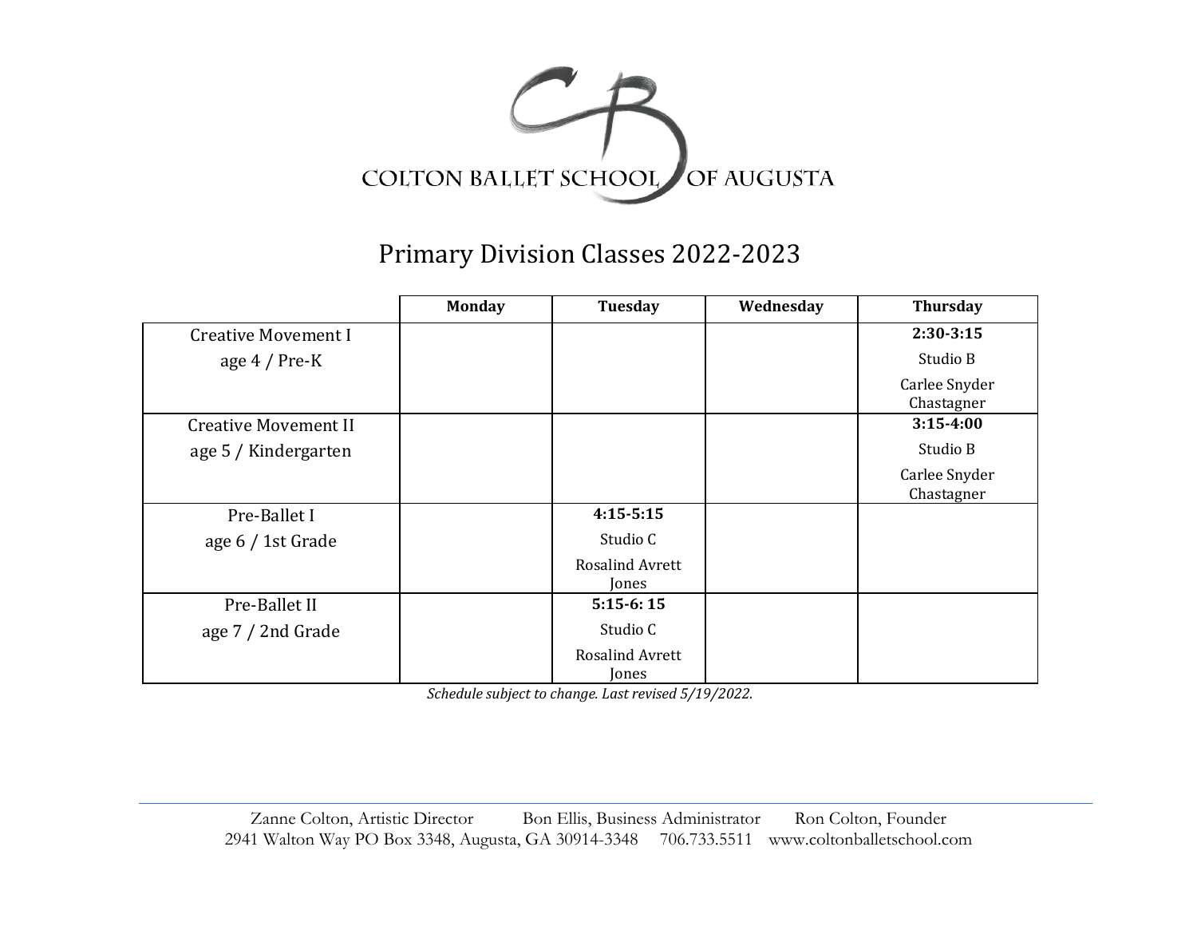# COLTON BALLET SCHOOL OF AUGUSTA

## Primary Division Classes 2022-2023

| | Monday | Tuesday | Wednesday | Thursday |
|---|---|---|---|---|
| Creative Movement I<br>age 4 / Pre-K | | | | **2:30-3:15**<br>Studio B<br>Carlee Snyder Chastagner |
| Creative Movement II<br>age 5 / Kindergarten | | | | **3:15-4:00**<br>Studio B<br>Carlee Snyder Chastagner |
| Pre-Ballet I<br>age 6 / 1st Grade | | **4:15-5:15**<br>Studio C<br>Rosalind Avrett Jones | | |
| Pre-Ballet II<br>age 7 / 2nd Grade | | **5:15-6: 15**<br>Studio C<br>Rosalind Avrett Jones | | |

*Schedule subject to change. Last revised 5/19/2022.*

Zanne Colton, Artistic Director Bon Ellis, Business Administrator Ron Colton, Founder
2941 Walton Way PO Box 3348, Augusta, GA 30914-3348 706.733.5511 www.coltonballetschool.com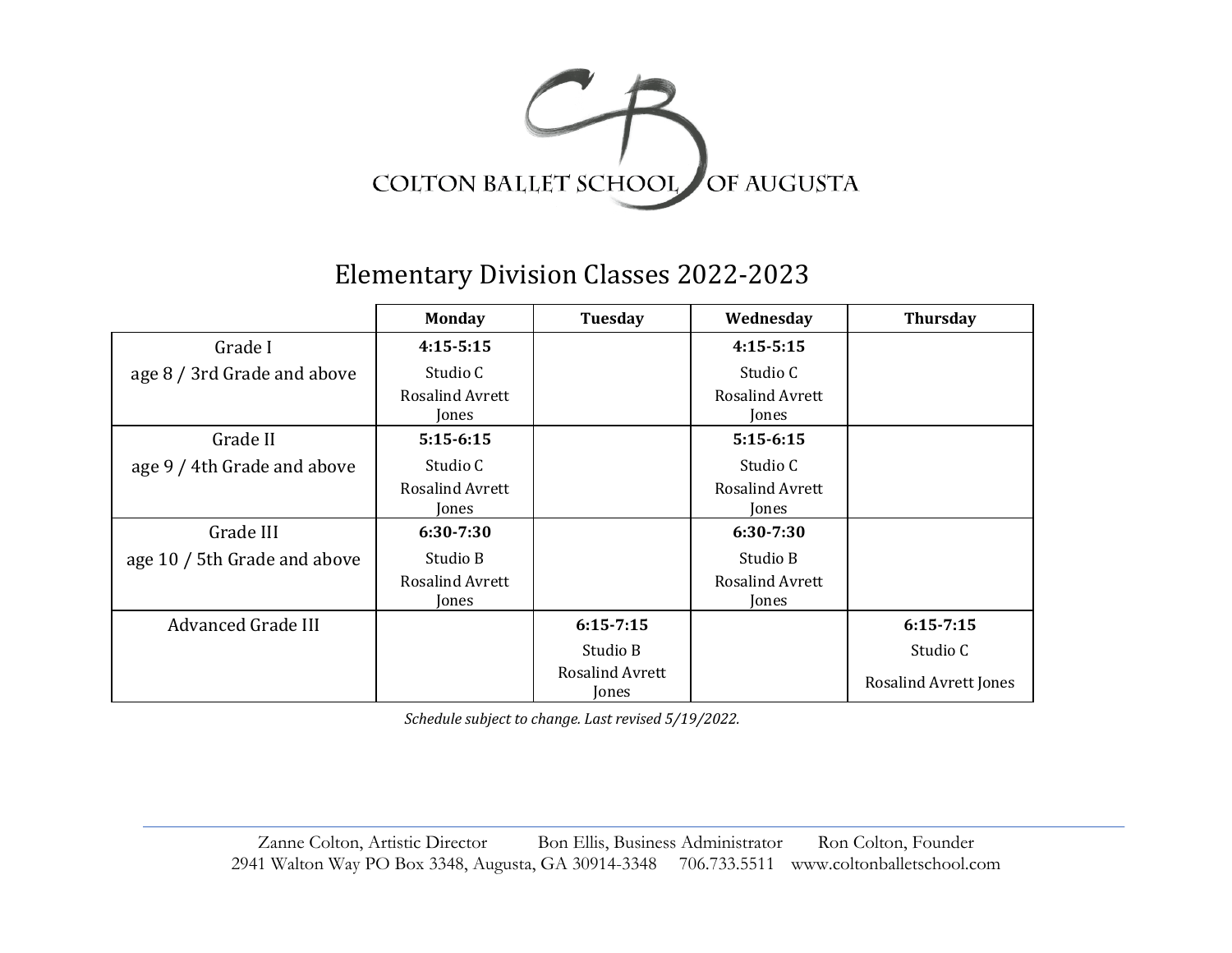COLTON BALLET SCHOOL OF AUGUSTA

# Elementary Division Classes 2022-2023

| | Monday | Tuesday | Wednesday | Thursday |
|---|---|---|---|---|
| Grade I<br>age 8 / 3rd Grade and above | **4:15-5:15**<br>Studio C<br>Rosalind Avrett Jones | | **4:15-5:15**<br>Studio C<br>Rosalind Avrett Jones | |
| Grade II<br>age 9 / 4th Grade and above | **5:15-6:15**<br>Studio C<br>Rosalind Avrett Jones | | **5:15-6:15**<br>Studio C<br>Rosalind Avrett Jones | |
| Grade III<br>age 10 / 5th Grade and above | **6:30-7:30**<br>Studio B<br>Rosalind Avrett Jones | | **6:30-7:30**<br>Studio B<br>Rosalind Avrett Jones | |
| Advanced Grade III | | **6:15-7:15**<br>Studio B<br>Rosalind Avrett Jones | | **6:15-7:15**<br>Studio C<br>Rosalind Avrett Jones |

*Schedule subject to change. Last revised 5/19/2022.*

Zanne Colton, Artistic Director  Bon Ellis, Business Administrator  Ron Colton, Founder
2941 Walton Way PO Box 3348, Augusta, GA 30914-3348  706.733.5511  www.coltonballetschool.com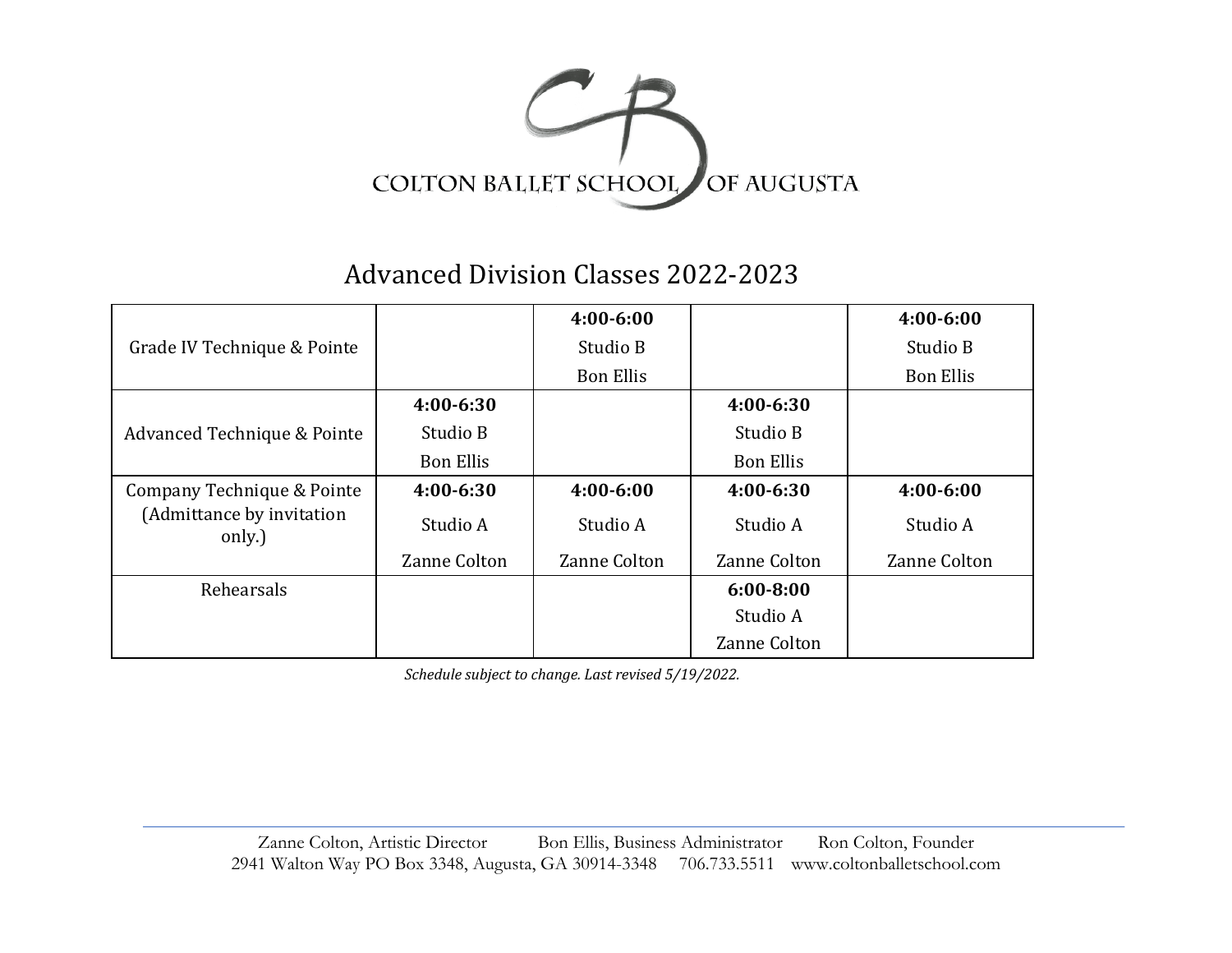COLTON BALLET SCHOOL OF AUGUSTA

# Advanced Division Classes 2022-2023

| | | | | |
|---|---|---|---|---|
| Grade IV Technique & Pointe | | **4:00-6:00**<br>Studio B<br>Bon Ellis | | **4:00-6:00**<br>Studio B<br>Bon Ellis |
| Advanced Technique & Pointe | **4:00-6:30**<br>Studio B<br>Bon Ellis | | **4:00-6:30**<br>Studio B<br>Bon Ellis | |
| Company Technique & Pointe (Admittance by invitation only.) | **4:00-6:30**<br>Studio A<br>Zanne Colton | **4:00-6:00**<br>Studio A<br>Zanne Colton | **4:00-6:30**<br>Studio A<br>Zanne Colton | **4:00-6:00**<br>Studio A<br>Zanne Colton |
| Rehearsals | | | **6:00-8:00**<br>Studio A<br>Zanne Colton | |

*Schedule subject to change. Last revised 5/19/2022.*

Zanne Colton, Artistic Director    Bon Ellis, Business Administrator    Ron Colton, Founder
2941 Walton Way PO Box 3348, Augusta, GA 30914-3348    706.733.5511    www.coltonballetschool.com